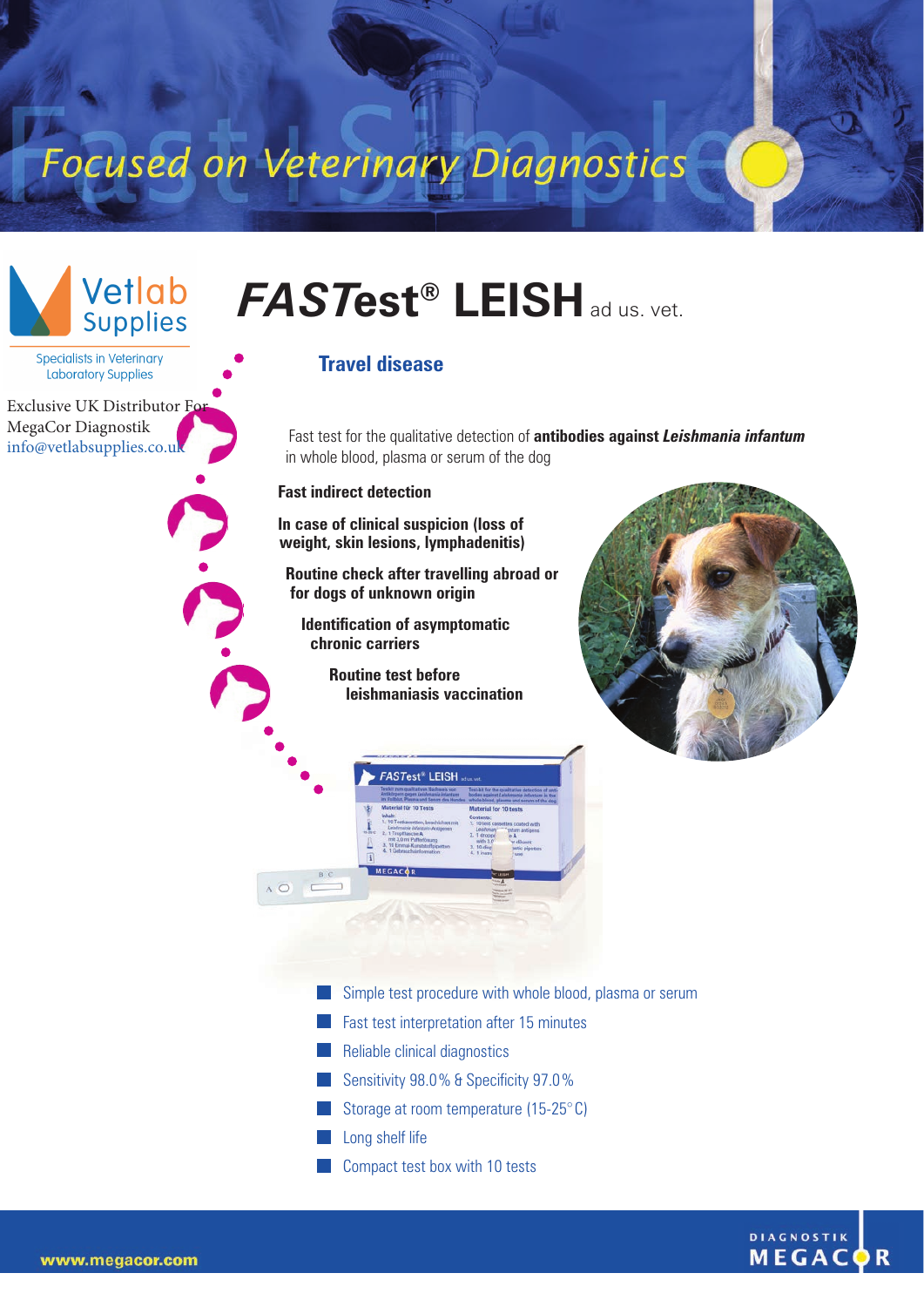# Focused on Veterinary Diagnostics

Vetlab Supplies

Specialists in Veterinary Laboratory Supplies

Exclusive UK Distributor For MegaCor Diagnostik
info@vetlabsupplies.co.uk

# *FASTest*® LEISH ad us. vet.

## Travel disease

Fast test for the qualitative detection of **antibodies against *Leishmania infantum*** in whole blood, plasma or serum of the dog

**Fast indirect detection**

**In case of clinical suspicion (loss of weight, skin lesions, lymphadenitis)**

**Routine check after travelling abroad or for dogs of unknown origin**

**Identification of asymptomatic chronic carriers**

**Routine test before leishmaniasis vaccination**

- Simple test procedure with whole blood, plasma or serum
- Fast test interpretation after 15 minutes
- Reliable clinical diagnostics
- Sensitivity 98.0% & Specificity 97.0%
- Storage at room temperature (15-25°C)
- Long shelf life
- Compact test box with 10 tests

www.megacor.com

DIAGNOSTIK MEGACOR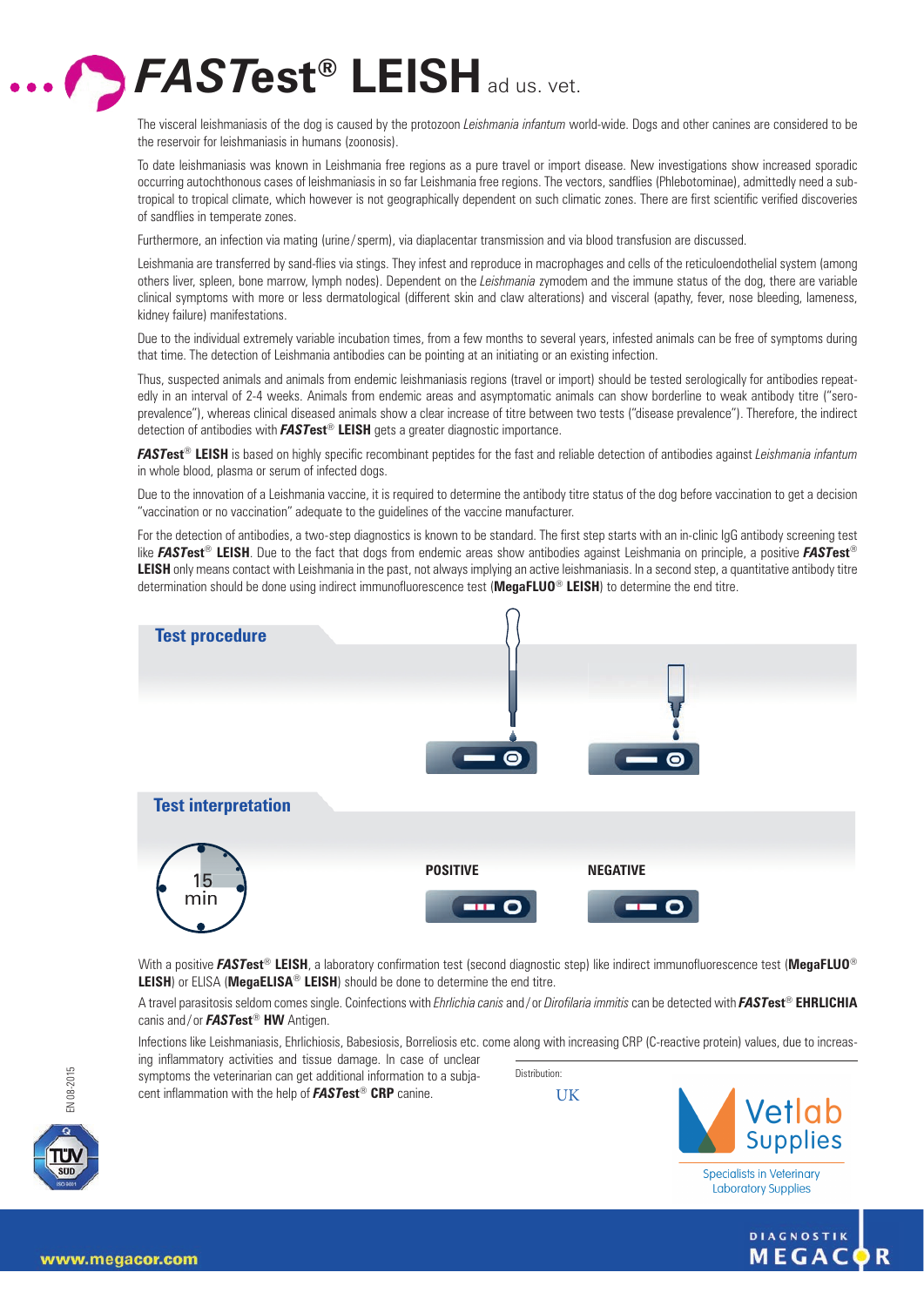# *FASTest*® LEISH ad us. vet.

The visceral leishmaniasis of the dog is caused by the protozoon *Leishmania infantum* world-wide. Dogs and other canines are considered to be the reservoir for leishmaniasis in humans (zoonosis).

To date leishmaniasis was known in Leishmania free regions as a pure travel or import disease. New investigations show increased sporadic occurring autochthonous cases of leishmaniasis in so far Leishmania free regions. The vectors, sandflies (Phlebotominae), admittedly need a sub-tropical to tropical climate, which however is not geographically dependent on such climatic zones. There are first scientific verified discoveries of sandflies in temperate zones.

Furthermore, an infection via mating (urine/sperm), via diaplacentar transmission and via blood transfusion are discussed.

Leishmania are transferred by sand-flies via stings. They infest and reproduce in macrophages and cells of the reticuloendothelial system (among others liver, spleen, bone marrow, lymph nodes). Dependent on the *Leishmania* zymodem and the immune status of the dog, there are variable clinical symptoms with more or less dermatological (different skin and claw alterations) and visceral (apathy, fever, nose bleeding, lameness, kidney failure) manifestations.

Due to the individual extremely variable incubation times, from a few months to several years, infested animals can be free of symptoms during that time. The detection of Leishmania antibodies can be pointing at an initiating or an existing infection.

Thus, suspected animals and animals from endemic leishmaniasis regions (travel or import) should be tested serologically for antibodies repeatedly in an interval of 2-4 weeks. Animals from endemic areas and asymptomatic animals can show borderline to weak antibody titre ("sero-prevalence"), whereas clinical diseased animals show a clear increase of titre between two tests ("disease prevalence"). Therefore, the indirect detection of antibodies with ***FASTest***® **LEISH** gets a greater diagnostic importance.

***FASTest***® **LEISH** is based on highly specific recombinant peptides for the fast and reliable detection of antibodies against *Leishmania infantum* in whole blood, plasma or serum of infected dogs.

Due to the innovation of a Leishmania vaccine, it is required to determine the antibody titre status of the dog before vaccination to get a decision "vaccination or no vaccination" adequate to the guidelines of the vaccine manufacturer.

For the detection of antibodies, a two-step diagnostics is known to be standard. The first step starts with an in-clinic IgG antibody screening test like ***FASTest***® **LEISH**. Due to the fact that dogs from endemic areas show antibodies against Leishmania on principle, a positive ***FASTest***® **LEISH** only means contact with Leishmania in the past, not always implying an active leishmaniasis. In a second step, a quantitative antibody titre determination should be done using indirect immunofluorescence test (**MegaFLUO**® **LEISH**) to determine the end titre.

## Test procedure

## Test interpretation

15 min

POSITIVE

NEGATIVE

With a positive ***FASTest***® **LEISH**, a laboratory confirmation test (second diagnostic step) like indirect immunofluorescence test (**MegaFLUO**® **LEISH**) or ELISA (**MegaELISA**® **LEISH**) should be done to determine the end titre.

A travel parasitosis seldom comes single. Coinfections with *Ehrlichia canis* and/or *Dirofilaria immitis* can be detected with ***FASTest***® **EHRLICHIA** canis and/or ***FASTest***® **HW** Antigen.

Infections like Leishmaniasis, Ehrlichiosis, Babesiosis, Borreliosis etc. come along with increasing CRP (C-reactive protein) values, due to increasing inflammatory activities and tissue damage. In case of unclear symptoms the veterinarian can get additional information to a subjacent inflammation with the help of ***FASTest***® **CRP** canine.

Distribution:

UK

Vetlab Supplies

Specialists in Veterinary Laboratory Supplies

EN 08-2015

www.megacor.com

DIAGNOSTIK MEGACOR